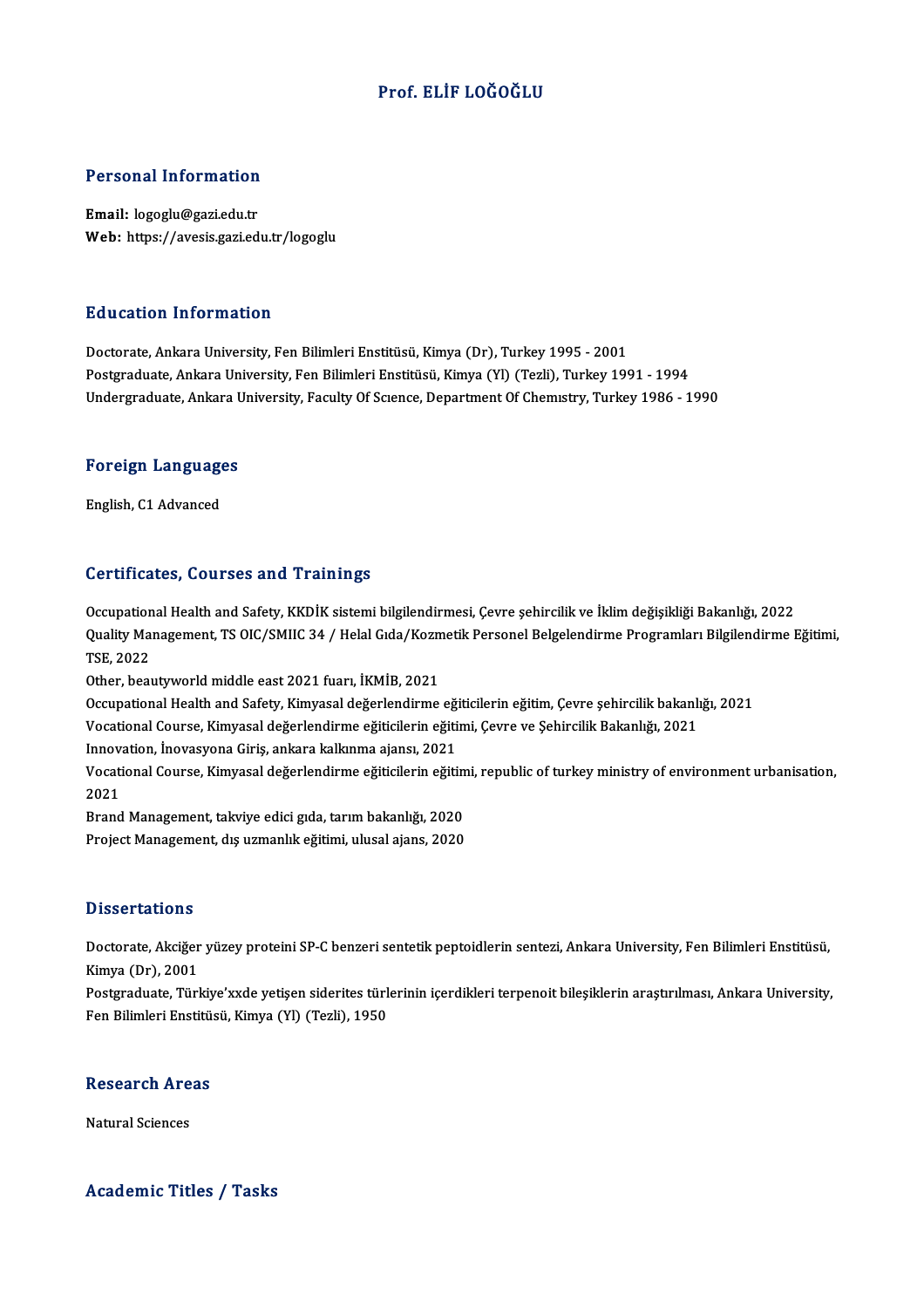# Prof. ELİF LOĞOĞLU

## Personal Information

**Email:** logoglu@gazi.edu.tr
**Web:** https://avesis.gazi.edu.tr/logoglu

## Education Information

Doctorate, Ankara University, Fen Bilimleri Enstitüsü, Kimya (Dr), Turkey 1995 - 2001
Postgraduate, Ankara University, Fen Bilimleri Enstitüsü, Kimya (Yl) (Tezli), Turkey 1991 - 1994
Undergraduate, Ankara University, Faculty Of Scıence, Department Of Chemıstry, Turkey 1986 - 1990

## Foreign Languages

English, C1 Advanced

## Certificates, Courses and Trainings

Occupational Health and Safety, KKDİK sistemi bilgilendirmesi, Çevre şehircilik ve İklim değişikliği Bakanlığı, 2022
Quality Management, TS OIC/SMIIC 34 / Helal Gıda/Kozmetik Personel Belgelendirme Programları Bilgilendirme Eğitimi, TSE, 2022
Other, beautyworld middle east 2021 fuarı, İKMİB, 2021
Occupational Health and Safety, Kimyasal değerlendirme eğiticilerin eğitim, Çevre şehircilik bakanlığı, 2021
Vocational Course, Kimyasal değerlendirme eğiticilerin eğitimi, Çevre ve Şehircilik Bakanlığı, 2021
Innovation, İnovasyona Giriş, ankara kalkınma ajansı, 2021
Vocational Course, Kimyasal değerlendirme eğiticilerin eğitimi, republic of turkey ministry of environment urbanisation, 2021
Brand Management, takviye edici gıda, tarım bakanlığı, 2020
Project Management, dış uzmanlık eğitimi, ulusal ajans, 2020

## Dissertations

Doctorate, Akciğer yüzey proteini SP-C benzeri sentetik peptoidlerin sentezi, Ankara University, Fen Bilimleri Enstitüsü, Kimya (Dr), 2001
Postgraduate, Türkiye'xxde yetişen siderites türlerinin içerdikleri terpenoit bileşiklerin araştırılması, Ankara University, Fen Bilimleri Enstitüsü, Kimya (Yl) (Tezli), 1950

## Research Areas

Natural Sciences

## Academic Titles / Tasks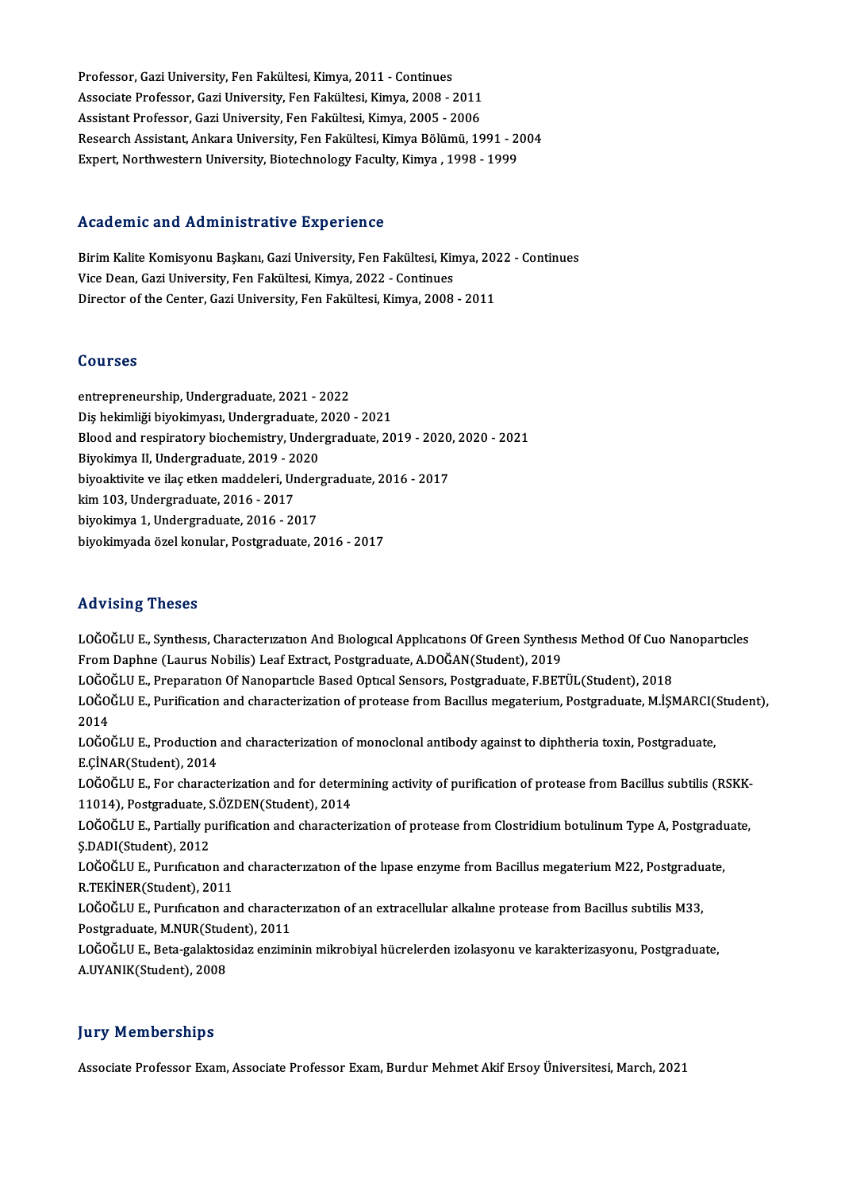Professor, Gazi University, Fen Fakültesi, Kimya, 2011 - Continues
Associate Professor, Gazi University, Fen Fakültesi, Kimya, 2008 - 2011
Assistant Professor, Gazi University, Fen Fakültesi, Kimya, 2005 - 2006
Research Assistant, Ankara University, Fen Fakültesi, Kimya Bölümü, 1991 - 2004
Expert, Northwestern University, Biotechnology Faculty, Kimya , 1998 - 1999

## Academic and Administrative Experience

Birim Kalite Komisyonu Başkanı, Gazi University, Fen Fakültesi, Kimya, 2022 - Continues
Vice Dean, Gazi University, Fen Fakültesi, Kimya, 2022 - Continues
Director of the Center, Gazi University, Fen Fakültesi, Kimya, 2008 - 2011

## Courses

entrepreneurship, Undergraduate, 2021 - 2022
Diş hekimliği biyokimyası, Undergraduate, 2020 - 2021
Blood and respiratory biochemistry, Undergraduate, 2019 - 2020, 2020 - 2021
Biyokimya II, Undergraduate, 2019 - 2020
biyoaktivite ve ilaç etken maddeleri, Undergraduate, 2016 - 2017
kim 103, Undergraduate, 2016 - 2017
biyokimya 1, Undergraduate, 2016 - 2017
biyokimyada özel konular, Postgraduate, 2016 - 2017

## Advising Theses

LOĞOĞLU E., Synthesıs, Characterızatıon And Bıologıcal Applıcatıons Of Green Synthesıs Method Of Cuo Nanopartıcles From Daphne (Laurus Nobilis) Leaf Extract, Postgraduate, A.DOĞAN(Student), 2019
LOĞOĞLU E., Preparatıon Of Nanopartıcle Based Optıcal Sensors, Postgraduate, F.BETÜL(Student), 2018
LOĞOĞLU E., Purification and characterization of protease from Bacıllus megaterium, Postgraduate, M.İŞMARCI(Student), 2014
LOĞOĞLU E., Production and characterization of monoclonal antibody against to diphtheria toxin, Postgraduate, E.ÇİNAR(Student), 2014
LOĞOĞLU E., For characterization and for determining activity of purification of protease from Bacillus subtilis (RSKK-11014), Postgraduate, S.ÖZDEN(Student), 2014
LOĞOĞLU E., Partially purification and characterization of protease from Clostridium botulinum Type A, Postgraduate, Ş.DADI(Student), 2012
LOĞOĞLU E., Purıfıcatıon and characterızatıon of the lıpase enzyme from Bacillus megaterium M22, Postgraduate, R.TEKİNER(Student), 2011
LOĞOĞLU E., Purıfıcatıon and characterızatıon of an extracellular alkalıne protease from Bacillus subtilis M33, Postgraduate, M.NUR(Student), 2011
LOĞOĞLU E., Beta-galaktosidaz enziminin mikrobiyal hücrelerden izolasyonu ve karakterizasyonu, Postgraduate, A.UYANIK(Student), 2008

## Jury Memberships

Associate Professor Exam, Associate Professor Exam, Burdur Mehmet Akif Ersoy Üniversitesi, March, 2021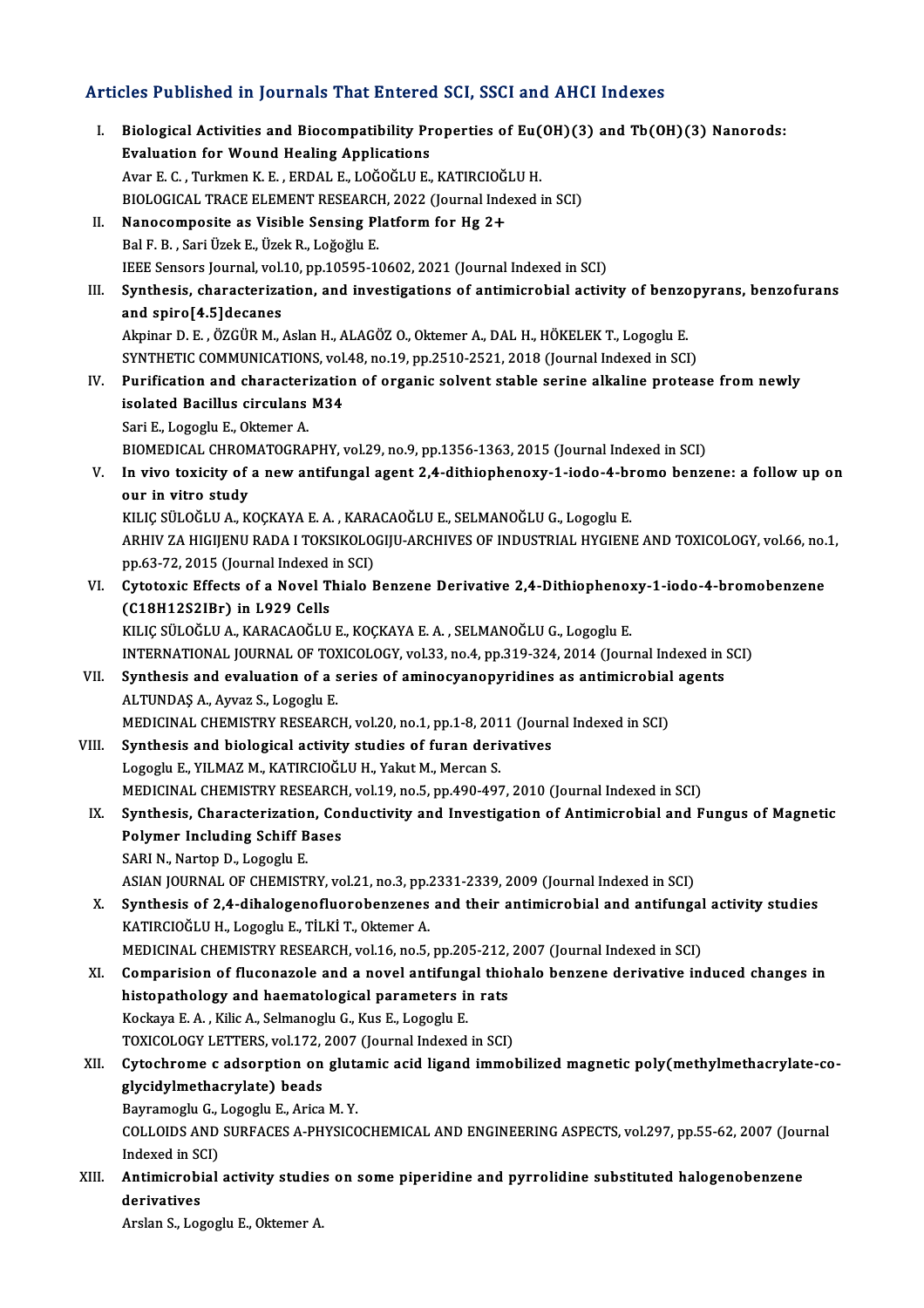## Articles Published in Journals That Entered SCI, SSCI and AHCI Indexes

I. **Biological Activities and Biocompatibility Properties of Eu(OH)(3) and Tb(OH)(3) Nanorods: Evaluation for Wound Healing Applications**
Avar E. C. , Turkmen K. E. , ERDAL E., LOĞOĞLU E., KATIRCIOĞLU H.
BIOLOGICAL TRACE ELEMENT RESEARCH, 2022 (Journal Indexed in SCI)

II. **Nanocomposite as Visible Sensing Platform for Hg 2+**
Bal F. B. , Sari Üzek E., Üzek R., Loğoğlu E.
IEEE Sensors Journal, vol.10, pp.10595-10602, 2021 (Journal Indexed in SCI)

III. **Synthesis, characterization, and investigations of antimicrobial activity of benzopyrans, benzofurans and spiro[4.5]decanes**
Akpinar D. E. , ÖZGÜR M., Aslan H., ALAGÖZ O., Oktemer A., DAL H., HÖKELEK T., Logoglu E.
SYNTHETIC COMMUNICATIONS, vol.48, no.19, pp.2510-2521, 2018 (Journal Indexed in SCI)

IV. **Purification and characterization of organic solvent stable serine alkaline protease from newly isolated Bacillus circulans M34**
Sari E., Logoglu E., Oktemer A.
BIOMEDICAL CHROMATOGRAPHY, vol.29, no.9, pp.1356-1363, 2015 (Journal Indexed in SCI)

V. **In vivo toxicity of a new antifungal agent 2,4-dithiophenoxy-1-iodo-4-bromo benzene: a follow up on our in vitro study**
KILIÇ SÜLOĞLU A., KOÇKAYA E. A. , KARACAOĞLU E., SELMANOĞLU G., Logoglu E.
ARHIV ZA HIGIJENU RADA I TOKSIKOLOGIJU-ARCHIVES OF INDUSTRIAL HYGIENE AND TOXICOLOGY, vol.66, no.1, pp.63-72, 2015 (Journal Indexed in SCI)

VI. **Cytotoxic Effects of a Novel Thialo Benzene Derivative 2,4-Dithiophenoxy-1-iodo-4-bromobenzene ($C_{18}H_{12}S_2IBr$) in L929 Cells**
KILIÇ SÜLOĞLU A., KARACAOĞLU E., KOÇKAYA E. A. , SELMANOĞLU G., Logoglu E.
INTERNATIONAL JOURNAL OF TOXICOLOGY, vol.33, no.4, pp.319-324, 2014 (Journal Indexed in SCI)

VII. **Synthesis and evaluation of a series of aminocyanopyridines as antimicrobial agents**
ALTUNDAŞ A., Ayvaz S., Logoglu E.
MEDICINAL CHEMISTRY RESEARCH, vol.20, no.1, pp.1-8, 2011 (Journal Indexed in SCI)

VIII. **Synthesis and biological activity studies of furan derivatives**
Logoglu E., YILMAZ M., KATIRCIOĞLU H., Yakut M., Mercan S.
MEDICINAL CHEMISTRY RESEARCH, vol.19, no.5, pp.490-497, 2010 (Journal Indexed in SCI)

IX. **Synthesis, Characterization, Conductivity and Investigation of Antimicrobial and Fungus of Magnetic Polymer Including Schiff Bases**
SARI N., Nartop D., Logoglu E.
ASIAN JOURNAL OF CHEMISTRY, vol.21, no.3, pp.2331-2339, 2009 (Journal Indexed in SCI)

X. **Synthesis of 2,4-dihalogenofluorobenzenes and their antimicrobial and antifungal activity studies**
KATIRCIOĞLU H., Logoglu E., TİLKİ T., Oktemer A.
MEDICINAL CHEMISTRY RESEARCH, vol.16, no.5, pp.205-212, 2007 (Journal Indexed in SCI)

XI. **Comparision of fluconazole and a novel antifungal thiohalo benzene derivative induced changes in histopathology and haematological parameters in rats**
Kockaya E. A. , Kilic A., Selmanoglu G., Kus E., Logoglu E.
TOXICOLOGY LETTERS, vol.172, 2007 (Journal Indexed in SCI)

XII. **Cytochrome c adsorption on glutamic acid ligand immobilized magnetic poly(methylmethacrylate-co-glycidylmethacrylate) beads**
Bayramoglu G., Logoglu E., Arica M. Y.
COLLOIDS AND SURFACES A-PHYSICOCHEMICAL AND ENGINEERING ASPECTS, vol.297, pp.55-62, 2007 (Journal Indexed in SCI)

XIII. **Antimicrobial activity studies on some piperidine and pyrrolidine substituted halogenobenzene derivatives**
Arslan S., Logoglu E., Oktemer A.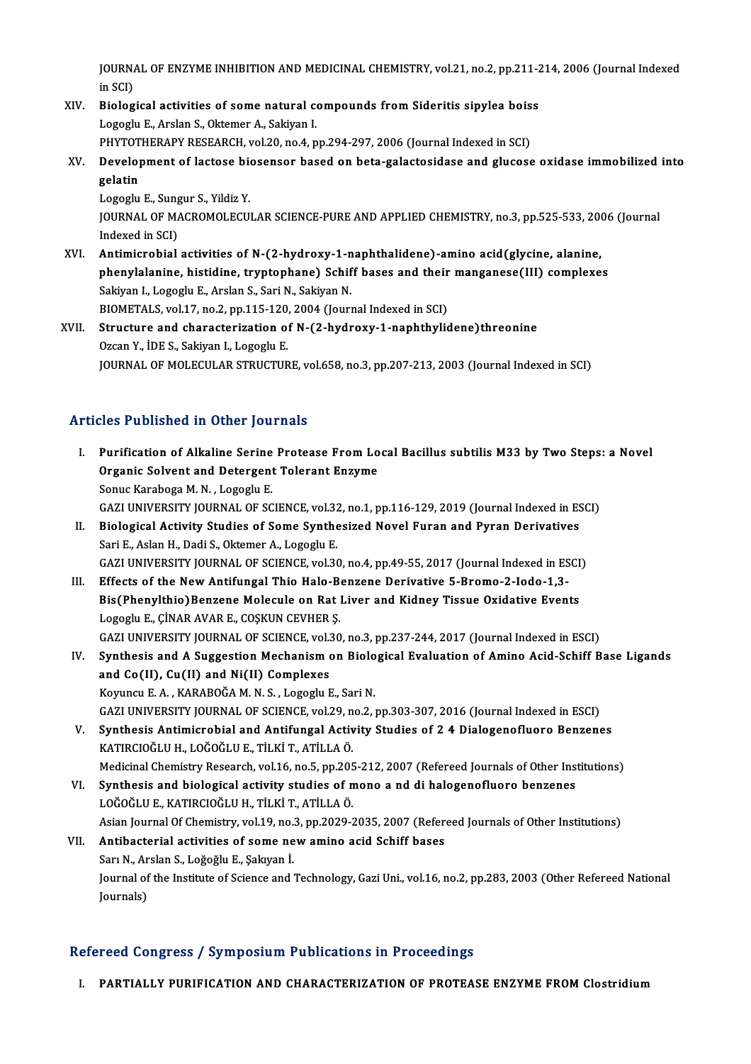JOURNAL OF ENZYME INHIBITION AND MEDICINAL CHEMISTRY, vol.21, no.2, pp.211-214, 2006 (Journal Indexed in SCI)

XIV. **Biological activities of some natural compounds from Sideritis sipylea boiss**
Logoglu E., Arslan S., Oktemer A., Sakiyan I.
PHYTOTHERAPY RESEARCH, vol.20, no.4, pp.294-297, 2006 (Journal Indexed in SCI)

XV. **Development of lactose biosensor based on beta-galactosidase and glucose oxidase immobilized into gelatin**
Logoglu E., Sungur S., Yildiz Y.
JOURNAL OF MACROMOLECULAR SCIENCE-PURE AND APPLIED CHEMISTRY, no.3, pp.525-533, 2006 (Journal Indexed in SCI)

XVI. **Antimicrobial activities of N-(2-hydroxy-1-naphthalidene)-amino acid(glycine, alanine, phenylalanine, histidine, tryptophane) Schiff bases and their manganese(III) complexes**
Sakiyan I., Logoglu E., Arslan S., Sari N., Sakiyan N.
BIOMETALS, vol.17, no.2, pp.115-120, 2004 (Journal Indexed in SCI)

XVII. **Structure and characterization of N-(2-hydroxy-1-naphthylidene)threonine**
Ozcan Y., İDE S., Sakiyan I., Logoglu E.
JOURNAL OF MOLECULAR STRUCTURE, vol.658, no.3, pp.207-213, 2003 (Journal Indexed in SCI)

## Articles Published in Other Journals

I. **Purification of Alkaline Serine Protease From Local Bacillus subtilis M33 by Two Steps: a Novel Organic Solvent and Detergent Tolerant Enzyme**
Sonuc Karaboga M. N. , Logoglu E.
GAZI UNIVERSITY JOURNAL OF SCIENCE, vol.32, no.1, pp.116-129, 2019 (Journal Indexed in ESCI)

II. **Biological Activity Studies of Some Synthesized Novel Furan and Pyran Derivatives**
Sari E., Aslan H., Dadi S., Oktemer A., Logoglu E.
GAZI UNIVERSITY JOURNAL OF SCIENCE, vol.30, no.4, pp.49-55, 2017 (Journal Indexed in ESCI)

III. **Effects of the New Antifungal Thio Halo-Benzene Derivative 5-Bromo-2-Iodo-1,3-Bis(Phenylthio)Benzene Molecule on Rat Liver and Kidney Tissue Oxidative Events**
Logoglu E., ÇİNAR AVAR E., COŞKUN CEVHER Ş.
GAZI UNIVERSITY JOURNAL OF SCIENCE, vol.30, no.3, pp.237-244, 2017 (Journal Indexed in ESCI)

IV. **Synthesis and A Suggestion Mechanism on Biological Evaluation of Amino Acid-Schiff Base Ligands and Co(II), Cu(II) and Ni(II) Complexes**
Koyuncu E. A. , KARABOĞA M. N. S. , Logoglu E., Sari N.
GAZI UNIVERSITY JOURNAL OF SCIENCE, vol.29, no.2, pp.303-307, 2016 (Journal Indexed in ESCI)

V. **Synthesis Antimicrobial and Antifungal Activity Studies of 2 4 Dialogenofluoro Benzenes**
KATIRCIOĞLU H., LOĞOĞLU E., TİLKİ T., ATİLLA Ö.
Medicinal Chemistry Research, vol.16, no.5, pp.205-212, 2007 (Refereed Journals of Other Institutions)

VI. **Synthesis and biological activity studies of mono a nd di halogenofluoro benzenes**
LOĞOĞLU E., KATIRCIOĞLU H., TİLKİ T., ATİLLA Ö.
Asian Journal Of Chemistry, vol.19, no.3, pp.2029-2035, 2007 (Refereed Journals of Other Institutions)

VII. **Antibacterial activities of some new amino acid Schiff bases**
Sarı N., Arslan S., Loğoğlu E., Şakıyan İ.
Journal of the Institute of Science and Technology, Gazi Uni., vol.16, no.2, pp.283, 2003 (Other Refereed National Journals)

## Refereed Congress / Symposium Publications in Proceedings

I. **PARTIALLY PURIFICATION AND CHARACTERIZATION OF PROTEASE ENZYME FROM Clostridium**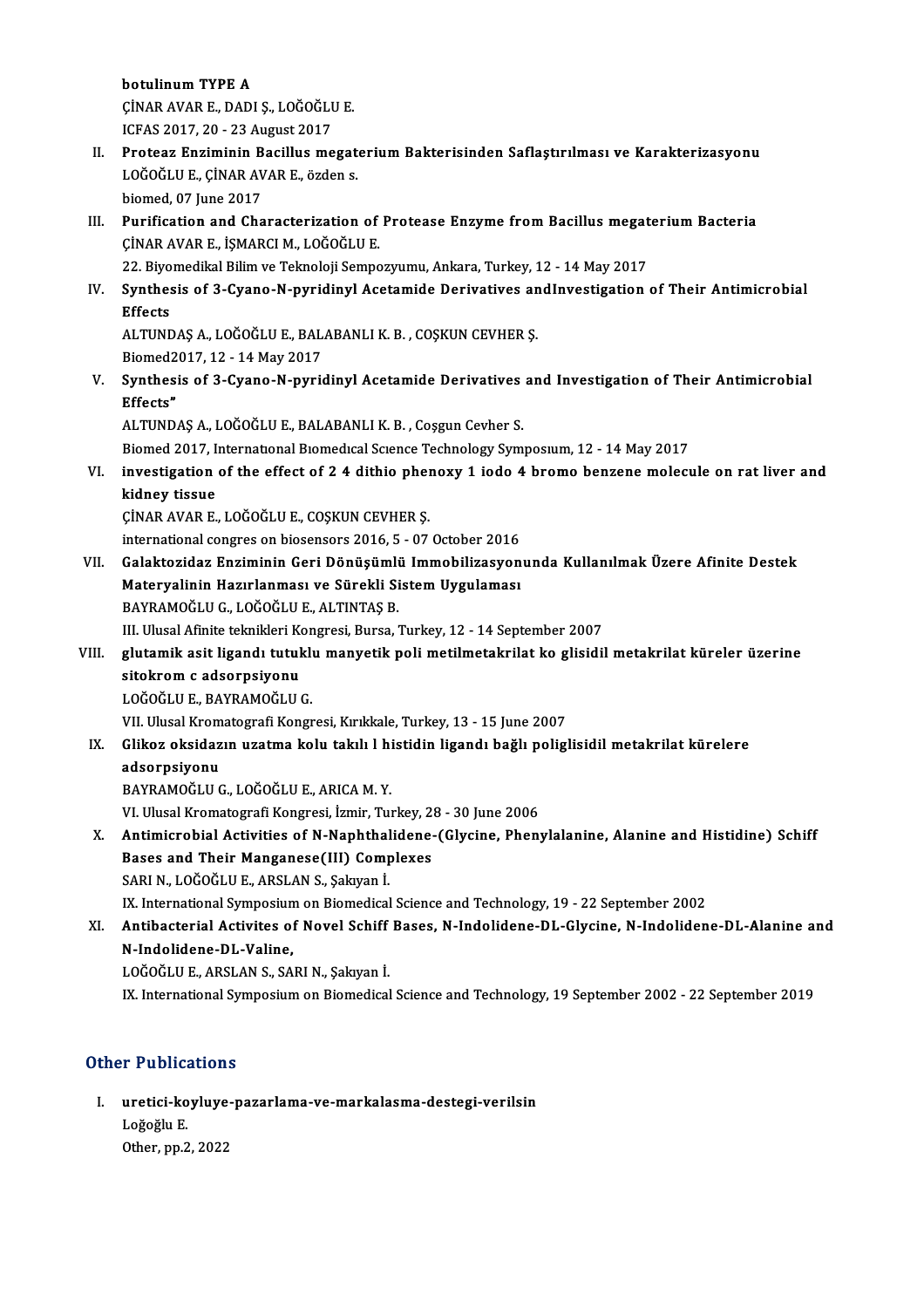botulinum TYPE A
ÇİNAR AVAR E., DADI Ş., LOĞOĞLU E.
ICFAS 2017, 20 - 23 August 2017

II. **Proteaz Enziminin Bacillus megaterium Bakterisinden Saflaştırılması ve Karakterizasyonu**
LOĞOĞLU E., ÇİNAR AVAR E., özden s.
biomed, 07 June 2017

III. **Purification and Characterization of Protease Enzyme from Bacillus megaterium Bacteria**
ÇİNAR AVAR E., İŞMARCI M., LOĞOĞLU E.
22. Biyomedikal Bilim ve Teknoloji Sempozyumu, Ankara, Turkey, 12 - 14 May 2017

IV. **Synthesis of 3-Cyano-N-pyridinyl Acetamide Derivatives andInvestigation of Their Antimicrobial Effects**
ALTUNDAŞ A., LOĞOĞLU E., BALABANLI K. B. , COŞKUN CEVHER Ş.
Biomed2017, 12 - 14 May 2017

V. **Synthesis of 3-Cyano-N-pyridinyl Acetamide Derivatives and Investigation of Their Antimicrobial Effects"**
ALTUNDAŞ A., LOĞOĞLU E., BALABANLI K. B. , Coşgun Cevher S.
Biomed 2017, International Biomedical Science Technology Symposium, 12 - 14 May 2017

VI. **investigation of the effect of 2 4 dithio phenoxy 1 iodo 4 bromo benzene molecule on rat liver and kidney tissue**
ÇİNAR AVAR E., LOĞOĞLU E., COŞKUN CEVHER Ş.
international congres on biosensors 2016, 5 - 07 October 2016

VII. **Galaktozidaz Enziminin Geri Dönüşümlü Immobilizasyonunda Kullanılmak Üzere Afinite Destek Materyalinin Hazırlanması ve Sürekli Sistem Uygulaması**
BAYRAMOĞLU G., LOĞOĞLU E., ALTINTAŞ B.
III. Ulusal Afinite teknikleri Kongresi, Bursa, Turkey, 12 - 14 September 2007

VIII. **glutamik asit ligandı tutuklu manyetik poli metilmetakrilat ko glisidil metakrilat küreler üzerine sitokrom c adsorpsiyonu**
LOĞOĞLU E., BAYRAMOĞLU G.
VII. Ulusal Kromatografi Kongresi, Kırıkkale, Turkey, 13 - 15 June 2007

IX. **Glikoz oksidazın uzatma kolu takılı l histidin ligandı bağlı poliglisidil metakrilat kürelere adsorpsiyonu**
BAYRAMOĞLU G., LOĞOĞLU E., ARICA M. Y.
VI. Ulusal Kromatografi Kongresi, İzmir, Turkey, 28 - 30 June 2006

X. **Antimicrobial Activities of N-Naphthalidene-(Glycine, Phenylalanine, Alanine and Histidine) Schiff Bases and Their Manganese(III) Complexes**
SARI N., LOĞOĞLU E., ARSLAN S., Şakıyan İ.
IX. International Symposium on Biomedical Science and Technology, 19 - 22 September 2002

XI. **Antibacterial Activites of Novel Schiff Bases, N-Indolidene-DL-Glycine, N-Indolidene-DL-Alanine and N-Indolidene-DL-Valine,**
LOĞOĞLU E., ARSLAN S., SARI N., Şakıyan İ.
IX. International Symposium on Biomedical Science and Technology, 19 September 2002 - 22 September 2019

## Other Publications

I. **uretici-koyluye-pazarlama-ve-markalasma-destegi-verilsin**
Loğoğlu E.
Other, pp.2, 2022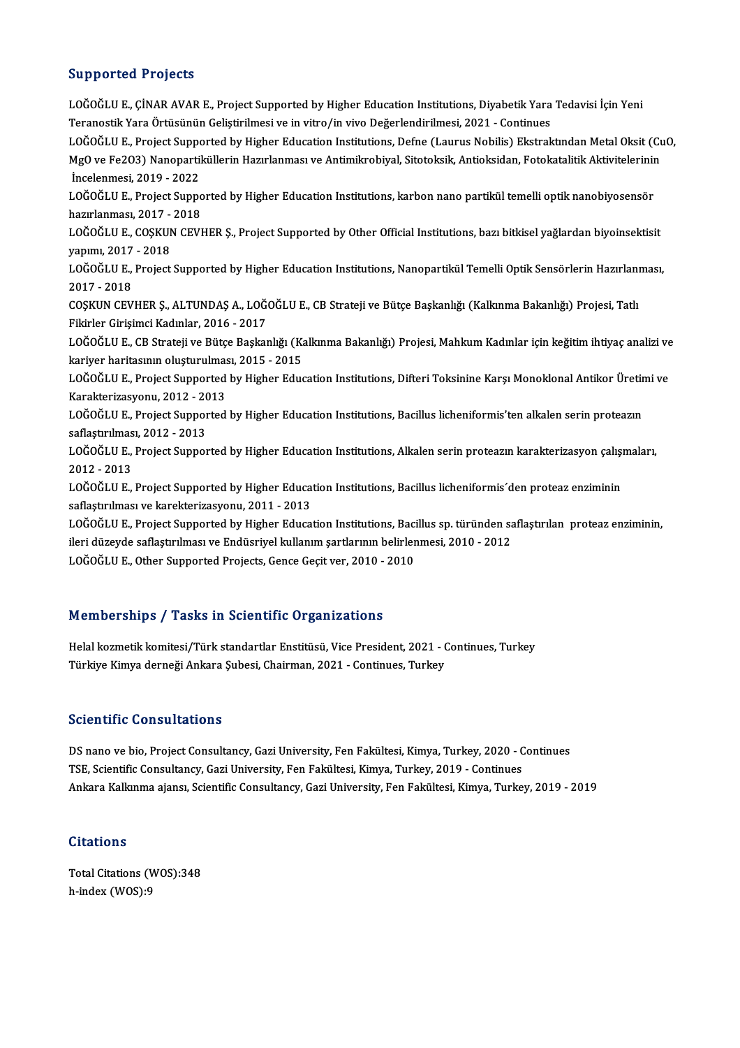## Supported Projects

LOĞOĞLU E., ÇİNAR AVAR E., Project Supported by Higher Education Institutions, Diyabetik Yara Tedavisi İçin Yeni Teranostik Yara Örtüsünün Geliştirilmesi ve in vitro/in vivo Değerlendirilmesi, 2021 - Continues

LOĞOĞLU E., Project Supported by Higher Education Institutions, Defne (Laurus Nobilis) Ekstraktından Metal Oksit (CuO, MgO ve Fe2O3) Nanopartiküllerin Hazırlanması ve Antimikrobiyal, Sitotoksik, Antioksidan, Fotokatalitik Aktivitelerinin İncelenmesi, 2019 - 2022

LOĞOĞLU E., Project Supported by Higher Education Institutions, karbon nano partikül temelli optik nanobiyosensör hazırlanması, 2017 - 2018

LOĞOĞLU E., COŞKUN CEVHER Ş., Project Supported by Other Official Institutions, bazı bitkisel yağlardan biyoinsektisit yapımı, 2017 - 2018

LOĞOĞLU E., Project Supported by Higher Education Institutions, Nanopartikül Temelli Optik Sensörlerin Hazırlanması, 2017 - 2018

COŞKUN CEVHER Ş., ALTUNDAŞ A., LOĞOĞLU E., CB Strateji ve Bütçe Başkanlığı (Kalkınma Bakanlığı) Projesi, Tatlı Fikirler Girişimci Kadınlar, 2016 - 2017

LOĞOĞLU E., CB Strateji ve Bütçe Başkanlığı (Kalkınma Bakanlığı) Projesi, Mahkum Kadınlar için keğitim ihtiyaç analizi ve kariyer haritasının oluşturulması, 2015 - 2015

LOĞOĞLU E., Project Supported by Higher Education Institutions, Difteri Toksinine Karşı Monoklonal Antikor Üretimi ve Karakterizasyonu, 2012 - 2013

LOĞOĞLU E., Project Supported by Higher Education Institutions, Bacillus licheniformis'ten alkalen serin proteazın saflaştırılması, 2012 - 2013

LOĞOĞLU E., Project Supported by Higher Education Institutions, Alkalen serin proteazın karakterizasyon çalışmaları, 2012 - 2013

LOĞOĞLU E., Project Supported by Higher Education Institutions, Bacillus licheniformis´den proteaz enziminin saflaştırılması ve karekterizasyonu, 2011 - 2013

LOĞOĞLU E., Project Supported by Higher Education Institutions, Bacillus sp. türünden saflaştırılan proteaz enziminin, ileri düzeyde saflaştırılması ve Endüsriyel kullanım şartlarının belirlenmesi, 2010 - 2012

LOĞOĞLU E., Other Supported Projects, Gence Geçit ver, 2010 - 2010

## Memberships / Tasks in Scientific Organizations

Helal kozmetik komitesi/Türk standartlar Enstitüsü, Vice President, 2021 - Continues, Turkey

Türkiye Kimya derneği Ankara Şubesi, Chairman, 2021 - Continues, Turkey

## Scientific Consultations

DS nano ve bio, Project Consultancy, Gazi University, Fen Fakültesi, Kimya, Turkey, 2020 - Continues

TSE, Scientific Consultancy, Gazi University, Fen Fakültesi, Kimya, Turkey, 2019 - Continues

Ankara Kalkınma ajansı, Scientific Consultancy, Gazi University, Fen Fakültesi, Kimya, Turkey, 2019 - 2019

## Citations

Total Citations (WOS):348

h-index (WOS):9